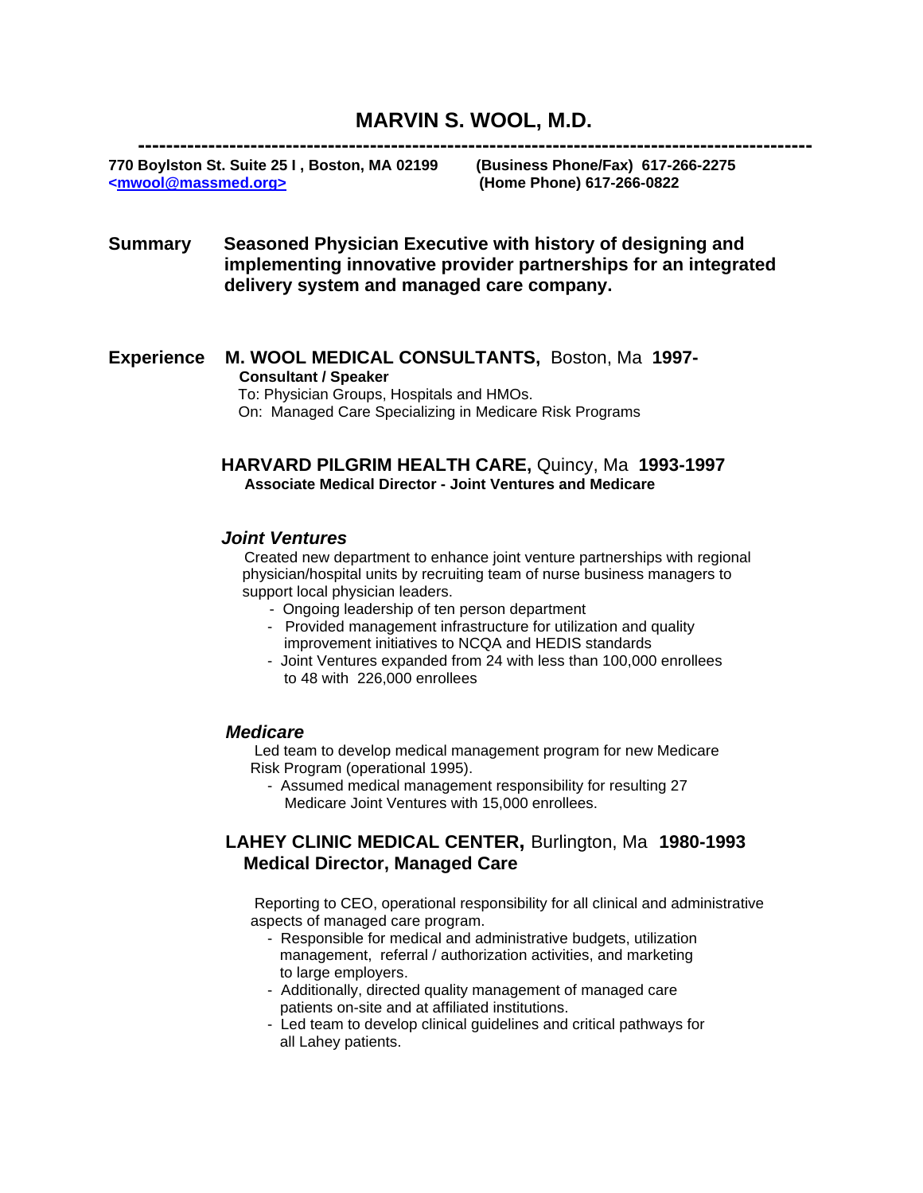# MARVIN S. WOOL, M.D.

---

**770 Boylston St. Suite 25 I , Boston, MA 02199** **(Business Phone/Fax) 617-266-2275**
**<mwool@massmed.org>** **(Home Phone) 617-266-0822**

**Summary** **Seasoned Physician Executive with history of designing and implementing innovative provider partnerships for an integrated delivery system and managed care company.**

**Experience** **M. WOOL MEDICAL CONSULTANTS,** Boston, Ma **1997-**
**Consultant / Speaker**
To: Physician Groups, Hospitals and HMOs.
On: Managed Care Specializing in Medicare Risk Programs

**HARVARD PILGRIM HEALTH CARE,** Quincy, Ma **1993-1997**
**Associate Medical Director - Joint Ventures and Medicare**

***Joint Ventures***

Created new department to enhance joint venture partnerships with regional physician/hospital units by recruiting team of nurse business managers to support local physician leaders.

- Ongoing leadership of ten person department
- Provided management infrastructure for utilization and quality improvement initiatives to NCQA and HEDIS standards
- Joint Ventures expanded from 24 with less than 100,000 enrollees to 48 with 226,000 enrollees

***Medicare***

Led team to develop medical management program for new Medicare Risk Program (operational 1995).

- Assumed medical management responsibility for resulting 27 Medicare Joint Ventures with 15,000 enrollees.

**LAHEY CLINIC MEDICAL CENTER,** Burlington, Ma **1980-1993**
**Medical Director, Managed Care**

Reporting to CEO, operational responsibility for all clinical and administrative aspects of managed care program.

- Responsible for medical and administrative budgets, utilization management, referral / authorization activities, and marketing to large employers.
- Additionally, directed quality management of managed care patients on-site and at affiliated institutions.
- Led team to develop clinical guidelines and critical pathways for all Lahey patients.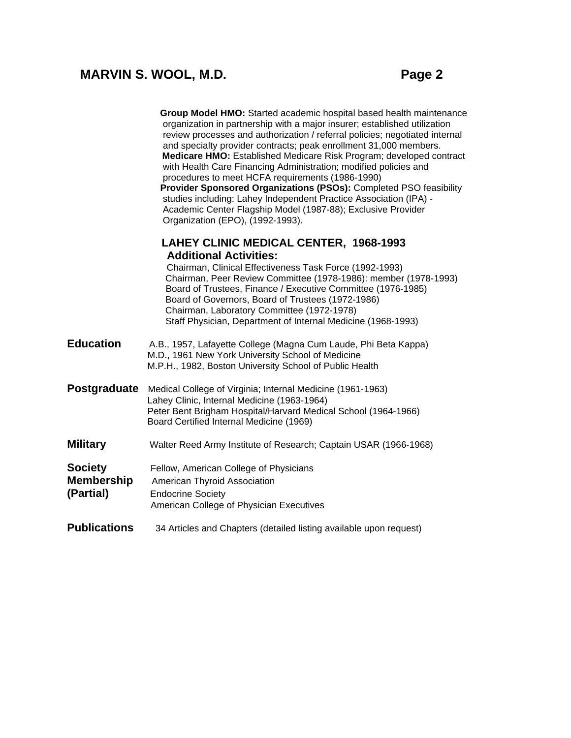**Group Model HMO:** Started academic hospital based health maintenance organization in partnership with a major insurer; established utilization review processes and authorization / referral policies; negotiated internal and specialty provider contracts; peak enrollment 31,000 members.

**Medicare HMO:** Established Medicare Risk Program; developed contract with Health Care Financing Administration; modified policies and procedures to meet HCFA requirements (1986-1990)

**Provider Sponsored Organizations (PSOs):** Completed PSO feasibility studies including: Lahey Independent Practice Association (IPA) - Academic Center Flagship Model (1987-88); Exclusive Provider Organization (EPO), (1992-1993).

### LAHEY CLINIC MEDICAL CENTER, 1968-1993

#### Additional Activities:

Chairman, Clinical Effectiveness Task Force (1992-1993)
Chairman, Peer Review Committee (1978-1986): member (1978-1993)
Board of Trustees, Finance / Executive Committee (1976-1985)
Board of Governors, Board of Trustees (1972-1986)
Chairman, Laboratory Committee (1972-1978)
Staff Physician, Department of Internal Medicine (1968-1993)

## Education

A.B., 1957, Lafayette College (Magna Cum Laude, Phi Beta Kappa)
M.D., 1961 New York University School of Medicine
M.P.H., 1982, Boston University School of Public Health

## Postgraduate

Medical College of Virginia; Internal Medicine (1961-1963)
Lahey Clinic, Internal Medicine (1963-1964)
Peter Bent Brigham Hospital/Harvard Medical School (1964-1966)
Board Certified Internal Medicine (1969)

## Military

Walter Reed Army Institute of Research; Captain USAR (1966-1968)

## Society Membership (Partial)

Fellow, American College of Physicians
American Thyroid Association
Endocrine Society
American College of Physician Executives

## Publications

34 Articles and Chapters (detailed listing available upon request)